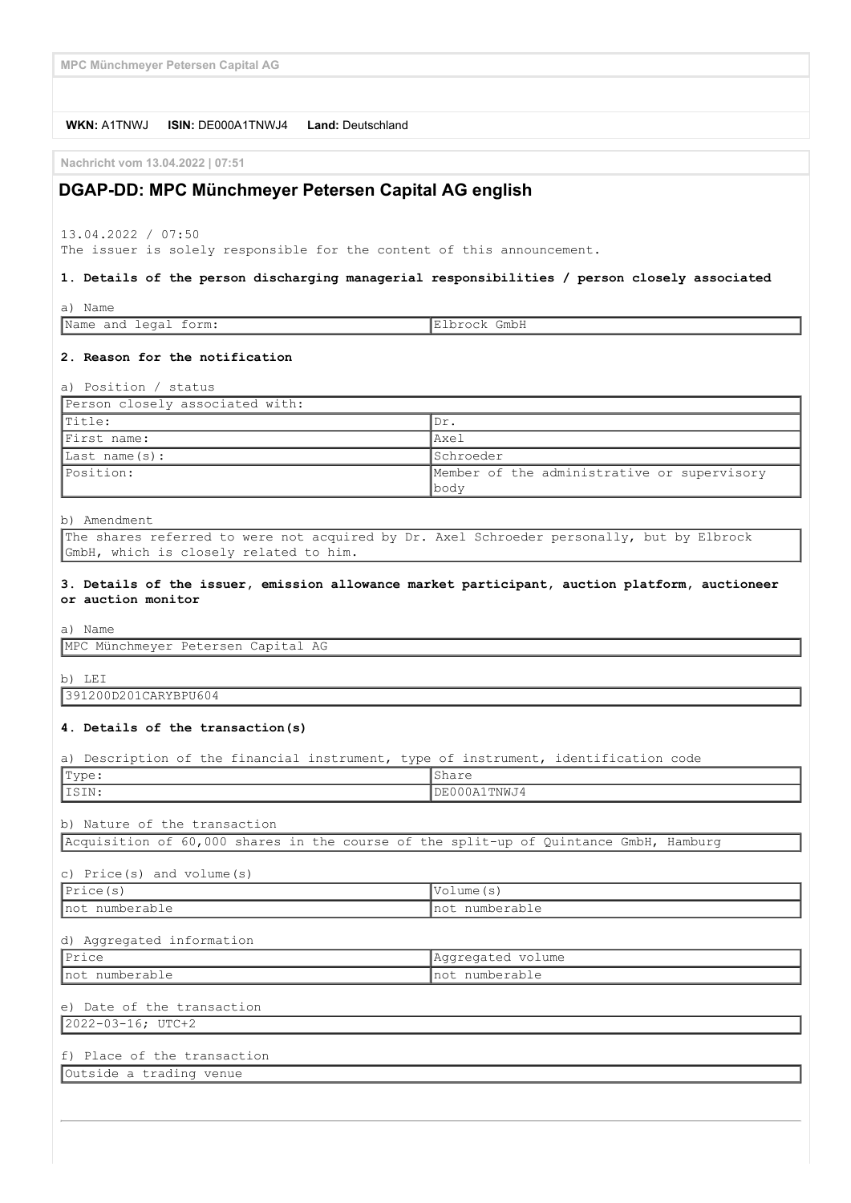MPC Münchmeyer Petersen Capital AG

**WKN:** A1TNWJ **ISIN:** DE000A1TNWJ4 **Land:** Deutschland

Nachricht vom 13.04.2022 | 07:51

## DGAP-DD: MPC Münchmeyer Petersen Capital AG english

13.04.2022 / 07:50
The issuer is solely responsible for the content of this announcement.

### 1. Details of the person discharging managerial responsibilities / person closely associated

a) Name

| Name and legal form: | Elbrock GmbH |
|---|---|

### 2. Reason for the notification

a) Position / status

| Person closely associated with: | |
|---|---|
| Title: | Dr. |
| First name: | Axel |
| Last name(s): | Schroeder |
| Position: | Member of the administrative or supervisory body |

b) Amendment

The shares referred to were not acquired by Dr. Axel Schroeder personally, but by Elbrock GmbH, which is closely related to him.

### 3. Details of the issuer, emission allowance market participant, auction platform, auctioneer or auction monitor

a) Name

MPC Münchmeyer Petersen Capital AG

b) LEI

391200D201CARYBPU604

### 4. Details of the transaction(s)

a) Description of the financial instrument, type of instrument, identification code

| Type: | Share |
|---|---|
| ISIN: | DE000A1TNWJ4 |

b) Nature of the transaction

Acquisition of 60,000 shares in the course of the split-up of Quintance GmbH, Hamburg

c) Price(s) and volume(s)

| Price(s) | Volume(s) |
|---|---|
| not numberable | not numberable |

d) Aggregated information

| Price | Aggregated volume |
|---|---|
| not numberable | not numberable |

e) Date of the transaction

2022-03-16; UTC+2

f) Place of the transaction

Outside a trading venue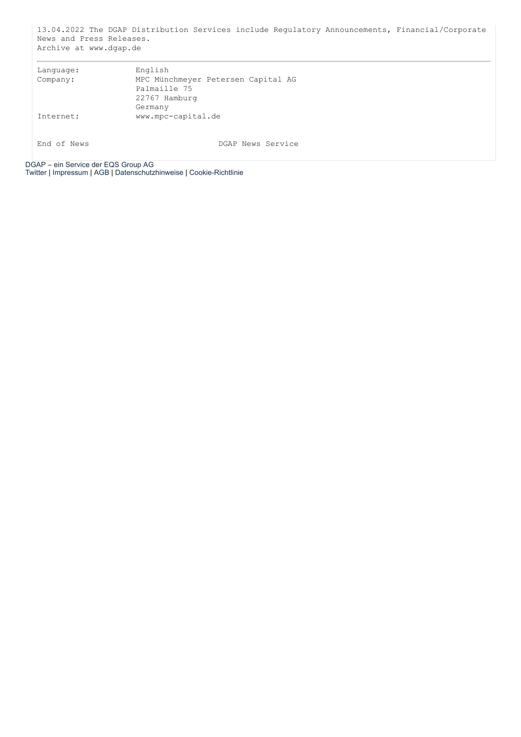13.04.2022 The DGAP Distribution Services include Regulatory Announcements, Financial/Corporate News and Press Releases.
Archive at www.dgap.de

---

| | |
|---|---|
| Language: | English |
| Company: | MPC Münchmeyer Petersen Capital AG<br>Palmaille 75<br>22767 Hamburg<br>Germany |
| Internet: | www.mpc-capital.de |

End of News DGAP News Service

DGAP – ein Service der EQS Group AG
Twitter | Impressum | AGB | Datenschutzhinweise | Cookie-Richtlinie